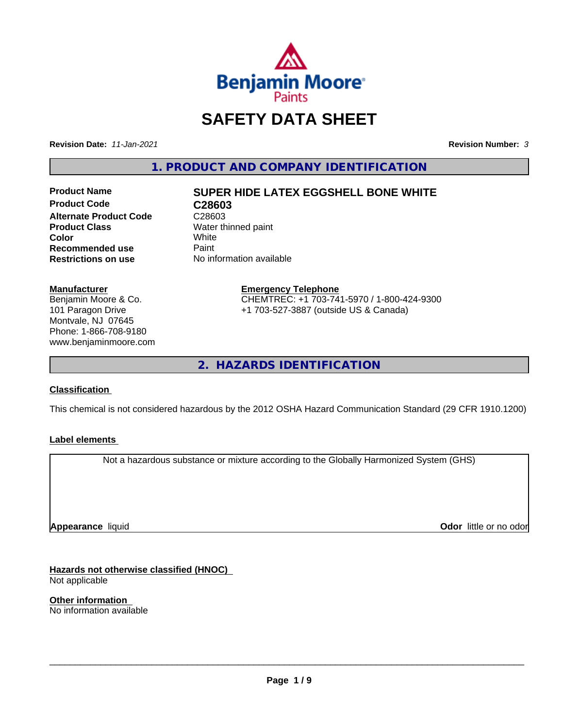# SAFETY DATA SHEET

**Revision Date:** *11-Jan-2021* **Revision Number:** *3*

## 1. PRODUCT AND COMPANY IDENTIFICATION

| | |
|---|---|
| **Product Name** | **SUPER HIDE LATEX EGGSHELL BONE WHITE** |
| **Product Code** | **C28603** |
| **Alternate Product Code** | C28603 |
| **Product Class** | Water thinned paint |
| **Color** | White |
| **Recommended use** | Paint |
| **Restrictions on use** | No information available |

**Manufacturer**
Benjamin Moore & Co.
101 Paragon Drive
Montvale, NJ 07645
Phone: 1-866-708-9180
www.benjaminmoore.com

**Emergency Telephone**
CHEMTREC: +1 703-741-5970 / 1-800-424-9300
+1 703-527-3887 (outside US & Canada)

## 2. HAZARDS IDENTIFICATION

**Classification**

This chemical is not considered hazardous by the 2012 OSHA Hazard Communication Standard (29 CFR 1910.1200)

**Label elements**

Not a hazardous substance or mixture according to the Globally Harmonized System (GHS)

**Appearance** liquid **Odor** little or no odor

**Hazards not otherwise classified (HNOC)**
Not applicable

**Other information**
No information available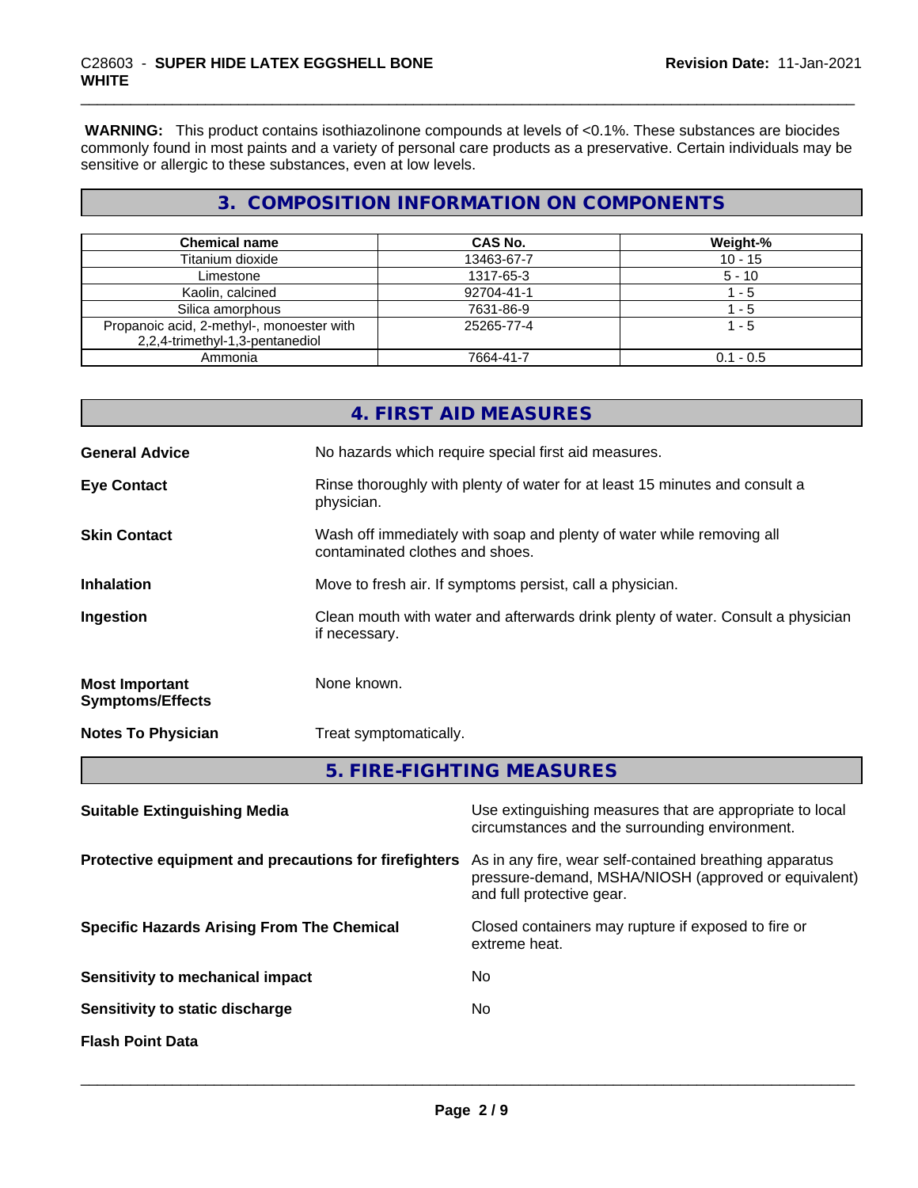**WARNING:** This product contains isothiazolinone compounds at levels of <0.1%. These substances are biocides commonly found in most paints and a variety of personal care products as a preservative. Certain individuals may be sensitive or allergic to these substances, even at low levels.

## 3. COMPOSITION INFORMATION ON COMPONENTS

| Chemical name | CAS No. | Weight-% |
|---|---|---|
| Titanium dioxide | 13463-67-7 | 10 - 15 |
| Limestone | 1317-65-3 | 5 - 10 |
| Kaolin, calcined | 92704-41-1 | 1 - 5 |
| Silica amorphous | 7631-86-9 | 1 - 5 |
| Propanoic acid, 2-methyl-, monoester with 2,2,4-trimethyl-1,3-pentanediol | 25265-77-4 | 1 - 5 |
| Ammonia | 7664-41-7 | 0.1 - 0.5 |

## 4. FIRST AID MEASURES

**General Advice** No hazards which require special first aid measures.

**Eye Contact** Rinse thoroughly with plenty of water for at least 15 minutes and consult a physician.

**Skin Contact** Wash off immediately with soap and plenty of water while removing all contaminated clothes and shoes.

**Inhalation** Move to fresh air. If symptoms persist, call a physician.

**Ingestion** Clean mouth with water and afterwards drink plenty of water. Consult a physician if necessary.

**Most Important Symptoms/Effects** None known.

**Notes To Physician** Treat symptomatically.

## 5. FIRE-FIGHTING MEASURES

**Suitable Extinguishing Media** Use extinguishing measures that are appropriate to local circumstances and the surrounding environment.

**Protective equipment and precautions for firefighters** As in any fire, wear self-contained breathing apparatus pressure-demand, MSHA/NIOSH (approved or equivalent) and full protective gear.

**Specific Hazards Arising From The Chemical** Closed containers may rupture if exposed to fire or extreme heat.

**Sensitivity to mechanical impact** No

**Sensitivity to static discharge** No

**Flash Point Data**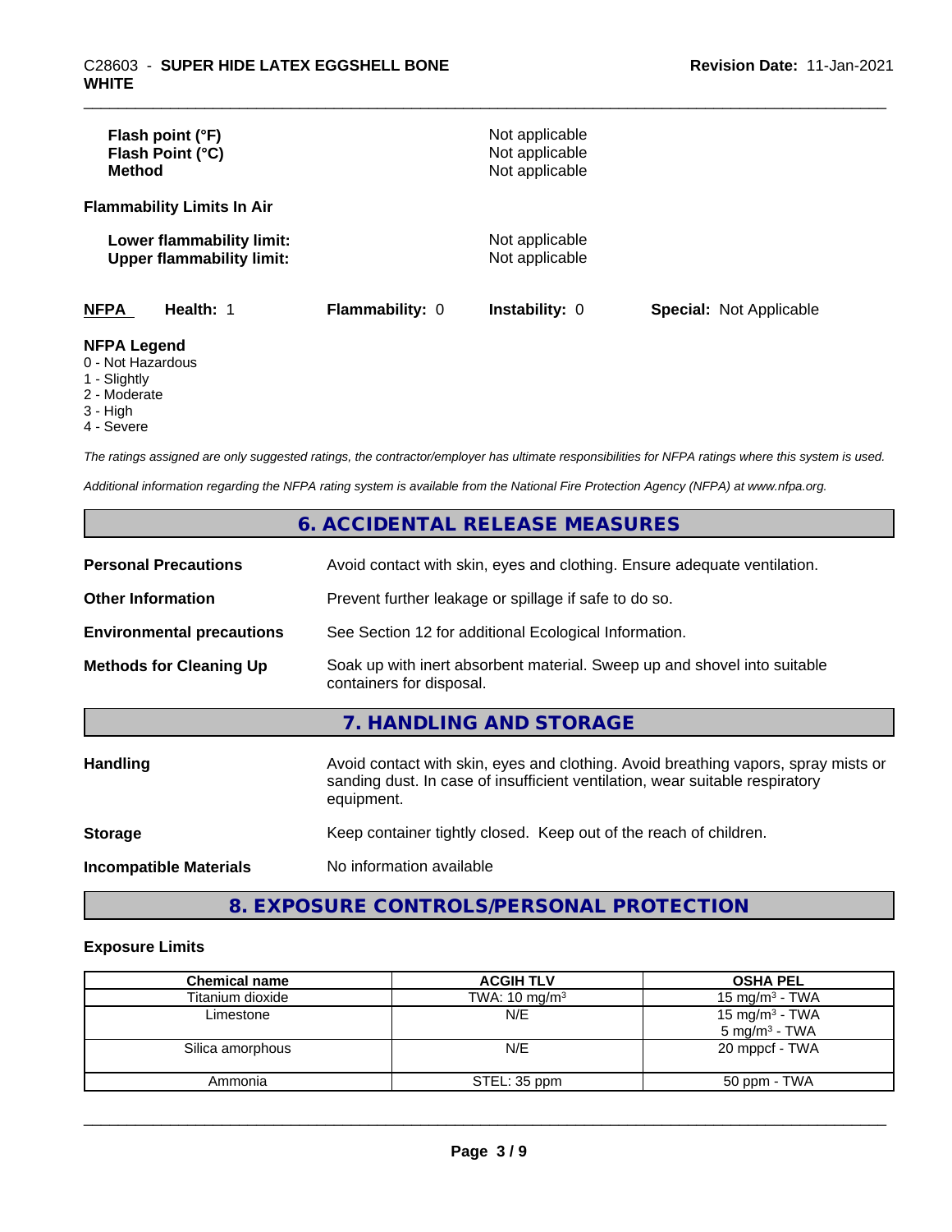| | |
|---|---|
| **Flash point (°F)** | Not applicable |
| **Flash Point (°C)** | Not applicable |
| **Method** | Not applicable |

**Flammability Limits In Air**

| | |
|---|---|
| **Lower flammability limit:** | Not applicable |
| **Upper flammability limit:** | Not applicable |

| **NFPA** | **Health:** 1 | **Flammability:** 0 | **Instability:** 0 | **Special:** Not Applicable |
|---|---|---|---|---|

**NFPA Legend**
0 - Not Hazardous
1 - Slightly
2 - Moderate
3 - High
4 - Severe

*The ratings assigned are only suggested ratings, the contractor/employer has ultimate responsibilities for NFPA ratings where this system is used.*

*Additional information regarding the NFPA rating system is available from the National Fire Protection Agency (NFPA) at www.nfpa.org.*

## 6. ACCIDENTAL RELEASE MEASURES

| | |
|---|---|
| **Personal Precautions** | Avoid contact with skin, eyes and clothing. Ensure adequate ventilation. |
| **Other Information** | Prevent further leakage or spillage if safe to do so. |
| **Environmental precautions** | See Section 12 for additional Ecological Information. |
| **Methods for Cleaning Up** | Soak up with inert absorbent material. Sweep up and shovel into suitable containers for disposal. |

## 7. HANDLING AND STORAGE

| | |
|---|---|
| **Handling** | Avoid contact with skin, eyes and clothing. Avoid breathing vapors, spray mists or sanding dust. In case of insufficient ventilation, wear suitable respiratory equipment. |
| **Storage** | Keep container tightly closed. Keep out of the reach of children. |
| **Incompatible Materials** | No information available |

## 8. EXPOSURE CONTROLS/PERSONAL PROTECTION

**Exposure Limits**

| Chemical name | ACGIH TLV | OSHA PEL |
|---|---|---|
| Titanium dioxide | TWA: 10 mg/m$^3$ | 15 mg/m$^3$ - TWA |
| Limestone | N/E | 15 mg/m$^3$ - TWA<br>5 mg/m$^3$ - TWA |
| Silica amorphous | N/E | 20 mppcf - TWA |
| Ammonia | STEL: 35 ppm | 50 ppm - TWA |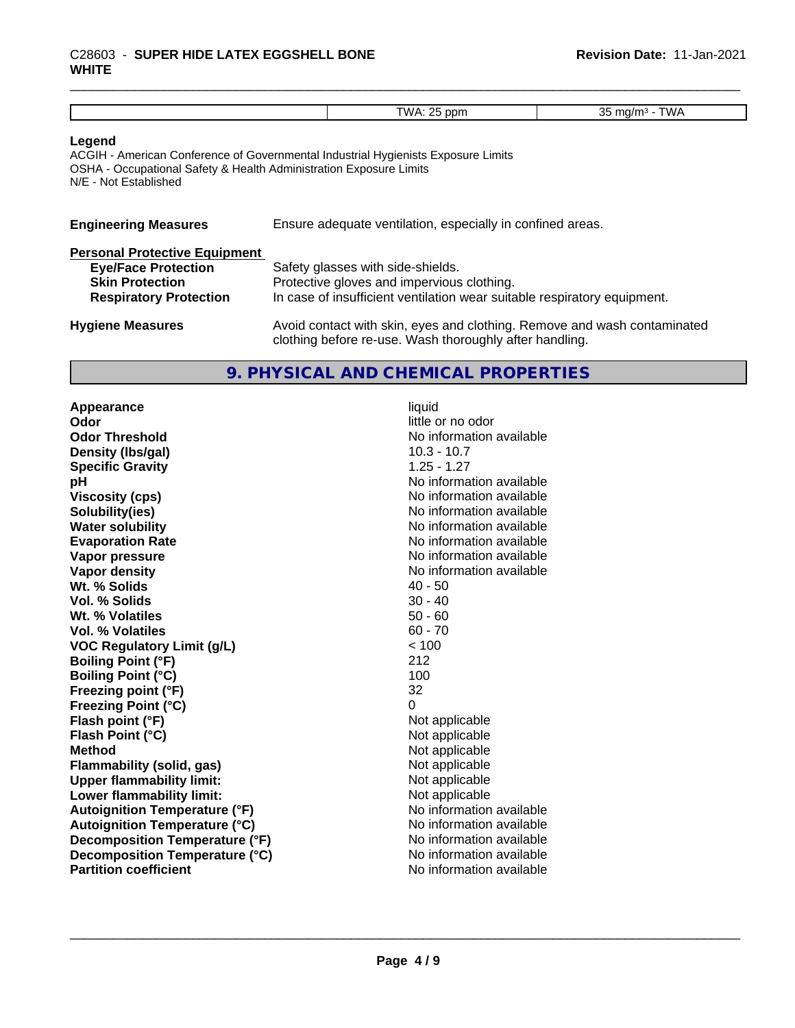| | TWA: 25 ppm | 35 mg/m³ - TWA |
|---|---|---|

**Legend**
ACGIH - American Conference of Governmental Industrial Hygienists Exposure Limits
OSHA - Occupational Safety & Health Administration Exposure Limits
N/E - Not Established

**Engineering Measures** Ensure adequate ventilation, especially in confined areas.

**Personal Protective Equipment**

| | |
|---|---|
| **Eye/Face Protection** | Safety glasses with side-shields. |
| **Skin Protection** | Protective gloves and impervious clothing. |
| **Respiratory Protection** | In case of insufficient ventilation wear suitable respiratory equipment. |

**Hygiene Measures** Avoid contact with skin, eyes and clothing. Remove and wash contaminated clothing before re-use. Wash thoroughly after handling.

## 9. PHYSICAL AND CHEMICAL PROPERTIES

| | |
|---|---|
| **Appearance** | liquid |
| **Odor** | little or no odor |
| **Odor Threshold** | No information available |
| **Density (lbs/gal)** | 10.3 - 10.7 |
| **Specific Gravity** | 1.25 - 1.27 |
| **pH** | No information available |
| **Viscosity (cps)** | No information available |
| **Solubility(ies)** | No information available |
| **Water solubility** | No information available |
| **Evaporation Rate** | No information available |
| **Vapor pressure** | No information available |
| **Vapor density** | No information available |
| **Wt. % Solids** | 40 - 50 |
| **Vol. % Solids** | 30 - 40 |
| **Wt. % Volatiles** | 50 - 60 |
| **Vol. % Volatiles** | 60 - 70 |
| **VOC Regulatory Limit (g/L)** | < 100 |
| **Boiling Point (°F)** | 212 |
| **Boiling Point (°C)** | 100 |
| **Freezing point (°F)** | 32 |
| **Freezing Point (°C)** | 0 |
| **Flash point (°F)** | Not applicable |
| **Flash Point (°C)** | Not applicable |
| **Method** | Not applicable |
| **Flammability (solid, gas)** | Not applicable |
| **Upper flammability limit:** | Not applicable |
| **Lower flammability limit:** | Not applicable |
| **Autoignition Temperature (°F)** | No information available |
| **Autoignition Temperature (°C)** | No information available |
| **Decomposition Temperature (°F)** | No information available |
| **Decomposition Temperature (°C)** | No information available |
| **Partition coefficient** | No information available |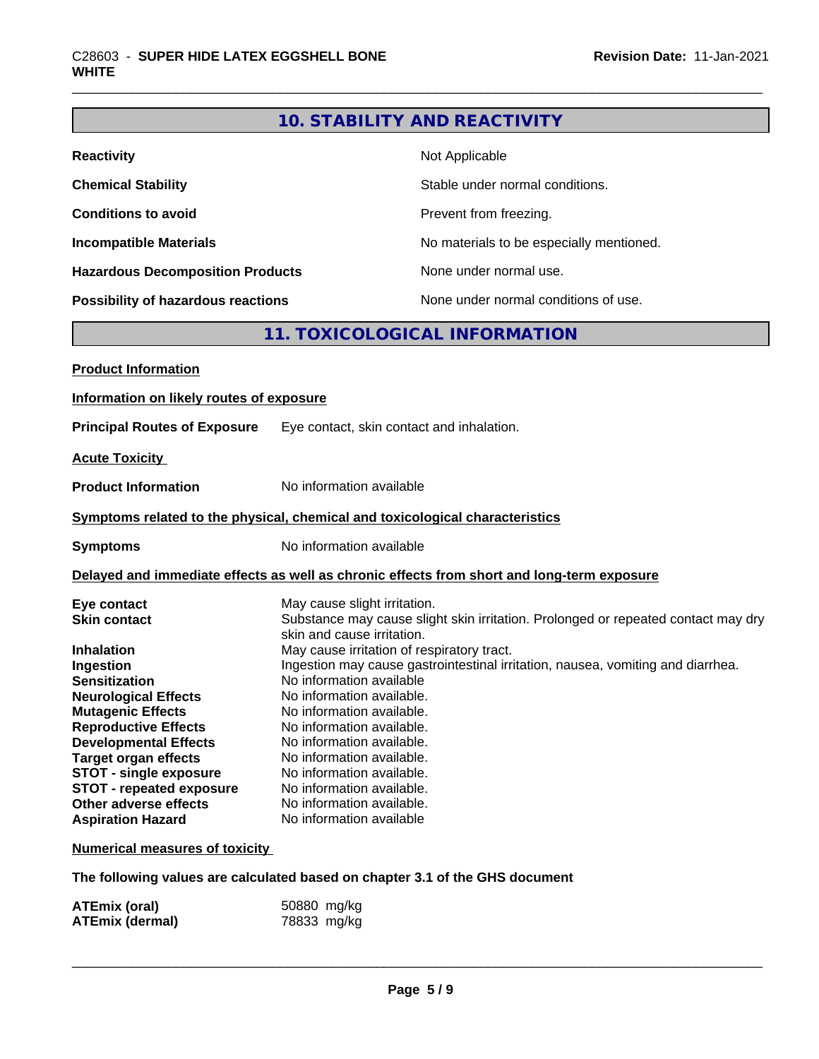## 10. STABILITY AND REACTIVITY

| | |
|---|---|
| **Reactivity** | Not Applicable |
| **Chemical Stability** | Stable under normal conditions. |
| **Conditions to avoid** | Prevent from freezing. |
| **Incompatible Materials** | No materials to be especially mentioned. |
| **Hazardous Decomposition Products** | None under normal use. |
| **Possibility of hazardous reactions** | None under normal conditions of use. |

## 11. TOXICOLOGICAL INFORMATION

**Product Information**

**Information on likely routes of exposure**

**Principal Routes of Exposure** Eye contact, skin contact and inhalation.

**Acute Toxicity**

**Product Information** No information available

**Symptoms related to the physical, chemical and toxicological characteristics**

**Symptoms** No information available

**Delayed and immediate effects as well as chronic effects from short and long-term exposure**

| | |
|---|---|
| **Eye contact** | May cause slight irritation. |
| **Skin contact** | Substance may cause slight skin irritation. Prolonged or repeated contact may dry skin and cause irritation. |
| **Inhalation** | May cause irritation of respiratory tract. |
| **Ingestion** | Ingestion may cause gastrointestinal irritation, nausea, vomiting and diarrhea. |
| **Sensitization** | No information available |
| **Neurological Effects** | No information available. |
| **Mutagenic Effects** | No information available. |
| **Reproductive Effects** | No information available. |
| **Developmental Effects** | No information available. |
| **Target organ effects** | No information available. |
| **STOT - single exposure** | No information available. |
| **STOT - repeated exposure** | No information available. |
| **Other adverse effects** | No information available. |
| **Aspiration Hazard** | No information available |

**Numerical measures of toxicity**

**The following values are calculated based on chapter 3.1 of the GHS document**

| | |
|---|---|
| **ATEmix (oral)** | 50880 mg/kg |
| **ATEmix (dermal)** | 78833 mg/kg |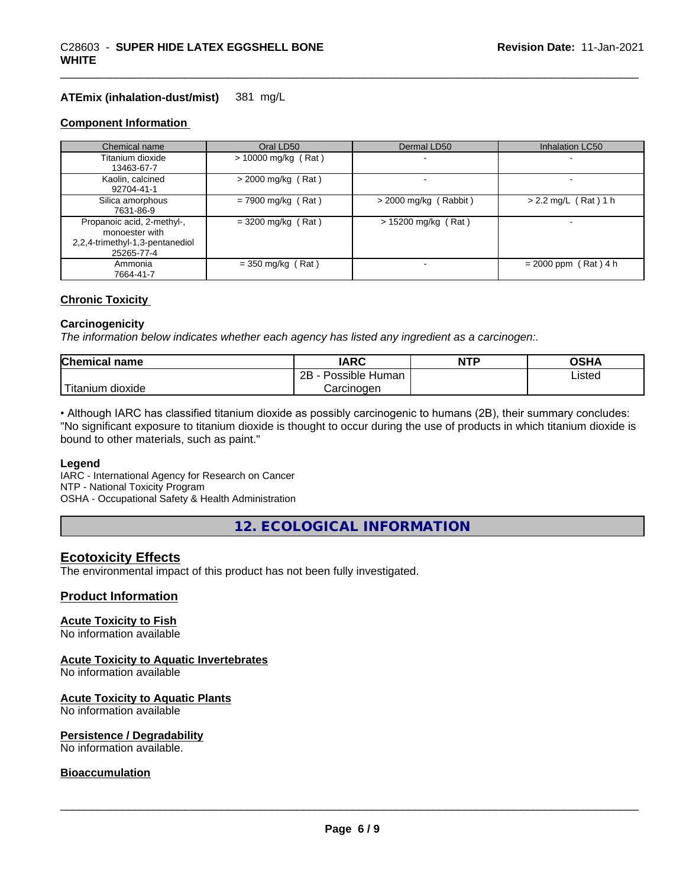**ATEmix (inhalation-dust/mist)** 381 mg/L

### Component Information

| Chemical name | Oral LD50 | Dermal LD50 | Inhalation LC50 |
|---|---|---|---|
| Titanium dioxide 13463-67-7 | > 10000 mg/kg ( Rat ) | - | - |
| Kaolin, calcined 92704-41-1 | > 2000 mg/kg ( Rat ) | - | - |
| Silica amorphous 7631-86-9 | = 7900 mg/kg ( Rat ) | > 2000 mg/kg ( Rabbit ) | > 2.2 mg/L ( Rat ) 1 h |
| Propanoic acid, 2-methyl-, monoester with 2,2,4-trimethyl-1,3-pentanediol 25265-77-4 | = 3200 mg/kg ( Rat ) | > 15200 mg/kg ( Rat ) | - |
| Ammonia 7664-41-7 | = 350 mg/kg ( Rat ) | - | = 2000 ppm ( Rat ) 4 h |

### Chronic Toxicity

**Carcinogenicity**

*The information below indicates whether each agency has listed any ingredient as a carcinogen:.*

| Chemical name | IARC | NTP | OSHA |
|---|---|---|---|
| Titanium dioxide | 2B - Possible Human Carcinogen | | Listed |

• Although IARC has classified titanium dioxide as possibly carcinogenic to humans (2B), their summary concludes: "No significant exposure to titanium dioxide is thought to occur during the use of products in which titanium dioxide is bound to other materials, such as paint."

**Legend**

IARC - International Agency for Research on Cancer
NTP - National Toxicity Program
OSHA - Occupational Safety & Health Administration

## 12. ECOLOGICAL INFORMATION

### Ecotoxicity Effects

The environmental impact of this product has not been fully investigated.

### Product Information

**Acute Toxicity to Fish**
No information available

**Acute Toxicity to Aquatic Invertebrates**
No information available

**Acute Toxicity to Aquatic Plants**
No information available

**Persistence / Degradability**
No information available.

**Bioaccumulation**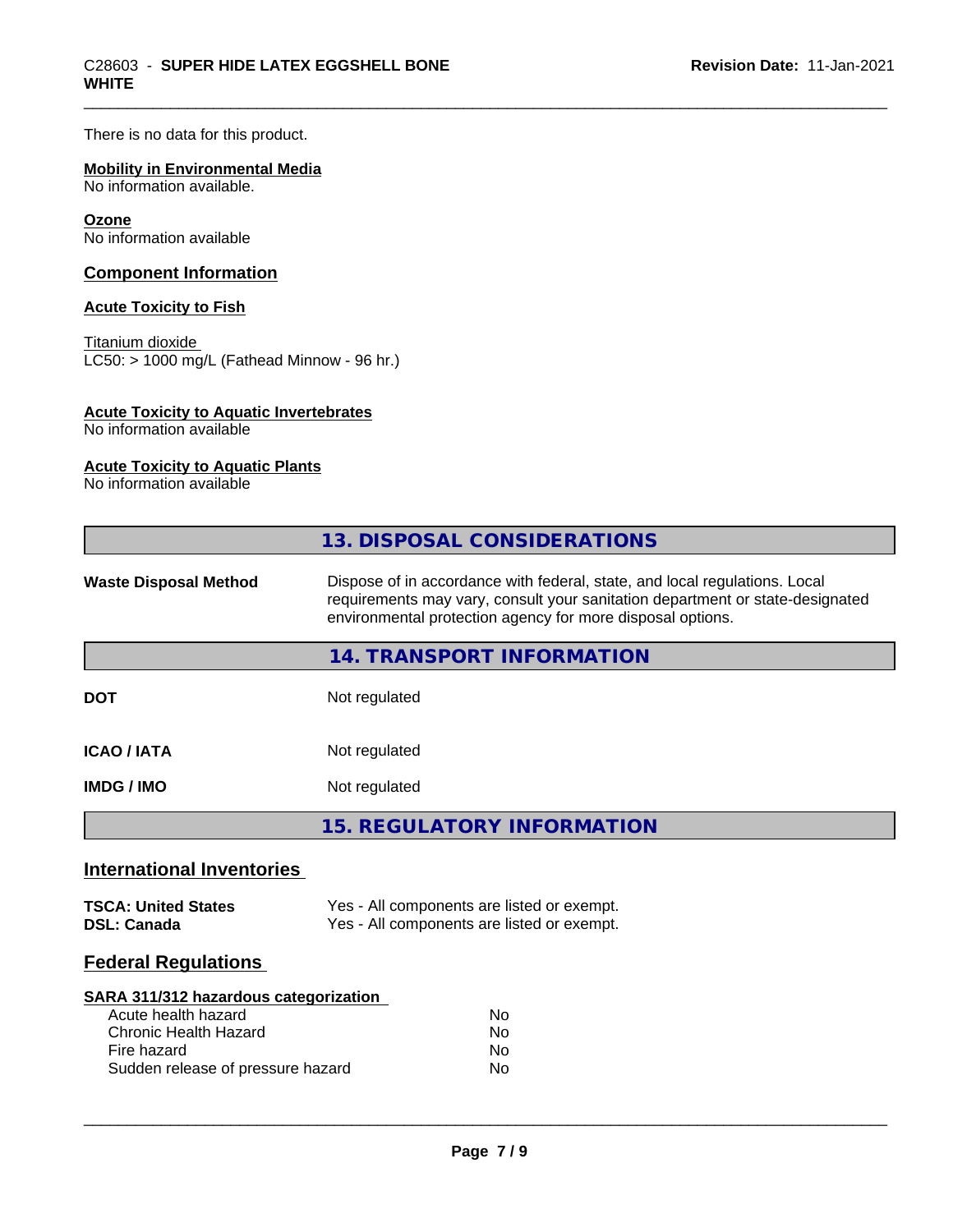There is no data for this product.

**Mobility in Environmental Media**
No information available.

**Ozone**
No information available

## Component Information

**Acute Toxicity to Fish**

Titanium dioxide
LC50: > 1000 mg/L (Fathead Minnow - 96 hr.)

**Acute Toxicity to Aquatic Invertebrates**
No information available

**Acute Toxicity to Aquatic Plants**
No information available

## 13. DISPOSAL CONSIDERATIONS

| | |
|---|---|
| **Waste Disposal Method** | Dispose of in accordance with federal, state, and local regulations. Local requirements may vary, consult your sanitation department or state-designated environmental protection agency for more disposal options. |

## 14. TRANSPORT INFORMATION

| | |
|---|---|
| **DOT** | Not regulated |
| **ICAO / IATA** | Not regulated |
| **IMDG / IMO** | Not regulated |

## 15. REGULATORY INFORMATION

### International Inventories

| | |
|---|---|
| **TSCA: United States** | Yes - All components are listed or exempt. |
| **DSL: Canada** | Yes - All components are listed or exempt. |

### Federal Regulations

**SARA 311/312 hazardous categorization**

| | |
|---|---|
| Acute health hazard | No |
| Chronic Health Hazard | No |
| Fire hazard | No |
| Sudden release of pressure hazard | No |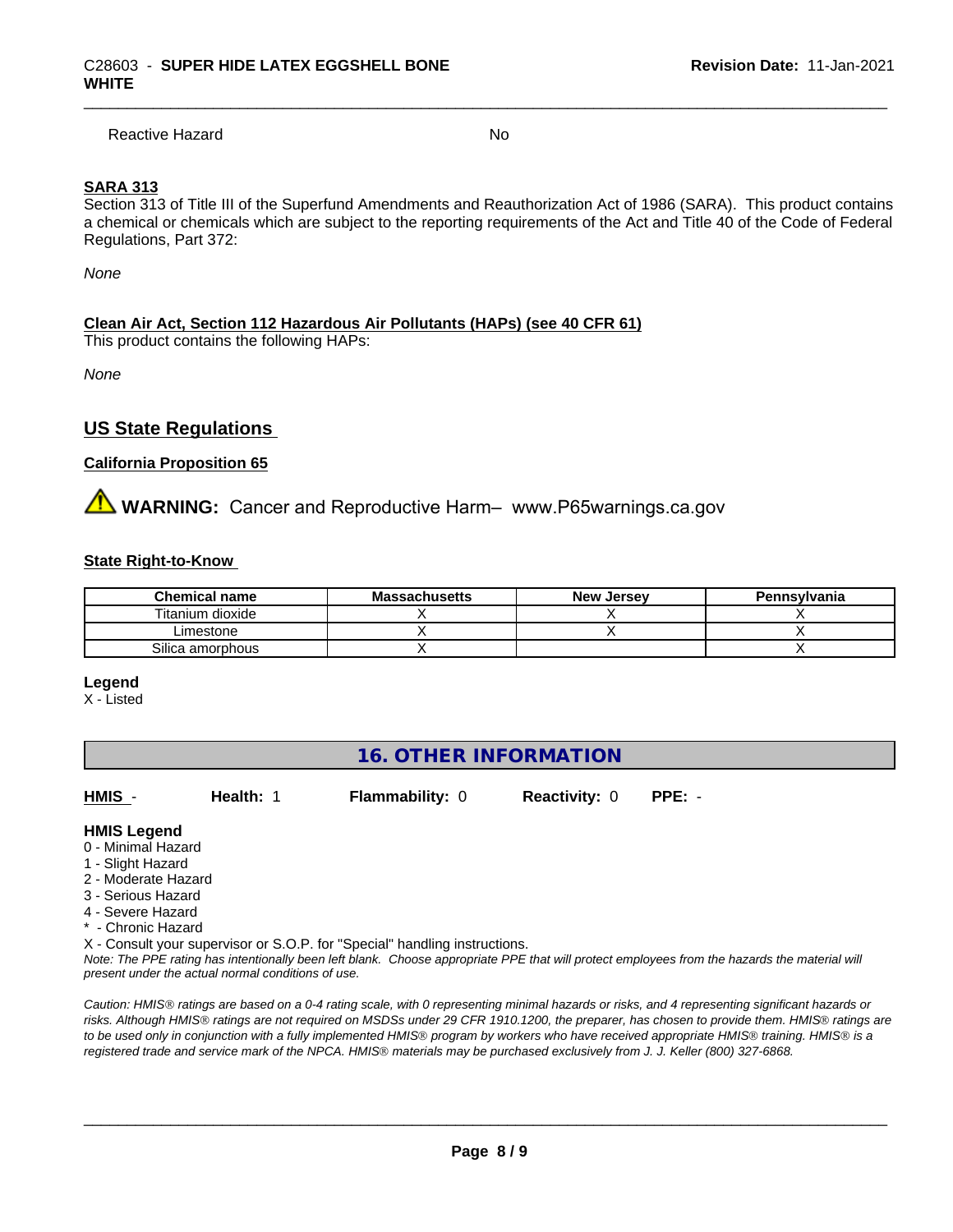Reactive Hazard No

**SARA 313**

Section 313 of Title III of the Superfund Amendments and Reauthorization Act of 1986 (SARA). This product contains a chemical or chemicals which are subject to the reporting requirements of the Act and Title 40 of the Code of Federal Regulations, Part 372:

*None*

**Clean Air Act, Section 112 Hazardous Air Pollutants (HAPs) (see 40 CFR 61)**

This product contains the following HAPs:

*None*

## US State Regulations

**California Proposition 65**

⚠ **WARNING:** Cancer and Reproductive Harm– www.P65warnings.ca.gov

**State Right-to-Know**

| Chemical name | Massachusetts | New Jersey | Pennsylvania |
| --- | --- | --- | --- |
| Titanium dioxide | X | X | X |
| Limestone | X | X | X |
| Silica amorphous | X | | X |

**Legend**

X - Listed

## 16. OTHER INFORMATION

| HMIS - | Health: 1 | Flammability: 0 | Reactivity: 0 | PPE: - |
| --- | --- | --- | --- | --- |

**HMIS Legend**

0 - Minimal Hazard
1 - Slight Hazard
2 - Moderate Hazard
3 - Serious Hazard
4 - Severe Hazard
* - Chronic Hazard
X - Consult your supervisor or S.O.P. for "Special" handling instructions.

*Note: The PPE rating has intentionally been left blank. Choose appropriate PPE that will protect employees from the hazards the material will present under the actual normal conditions of use.*

*Caution: HMIS® ratings are based on a 0-4 rating scale, with 0 representing minimal hazards or risks, and 4 representing significant hazards or risks. Although HMIS® ratings are not required on MSDSs under 29 CFR 1910.1200, the preparer, has chosen to provide them. HMIS® ratings are to be used only in conjunction with a fully implemented HMIS® program by workers who have received appropriate HMIS® training. HMIS® is a registered trade and service mark of the NPCA. HMIS® materials may be purchased exclusively from J. J. Keller (800) 327-6868.*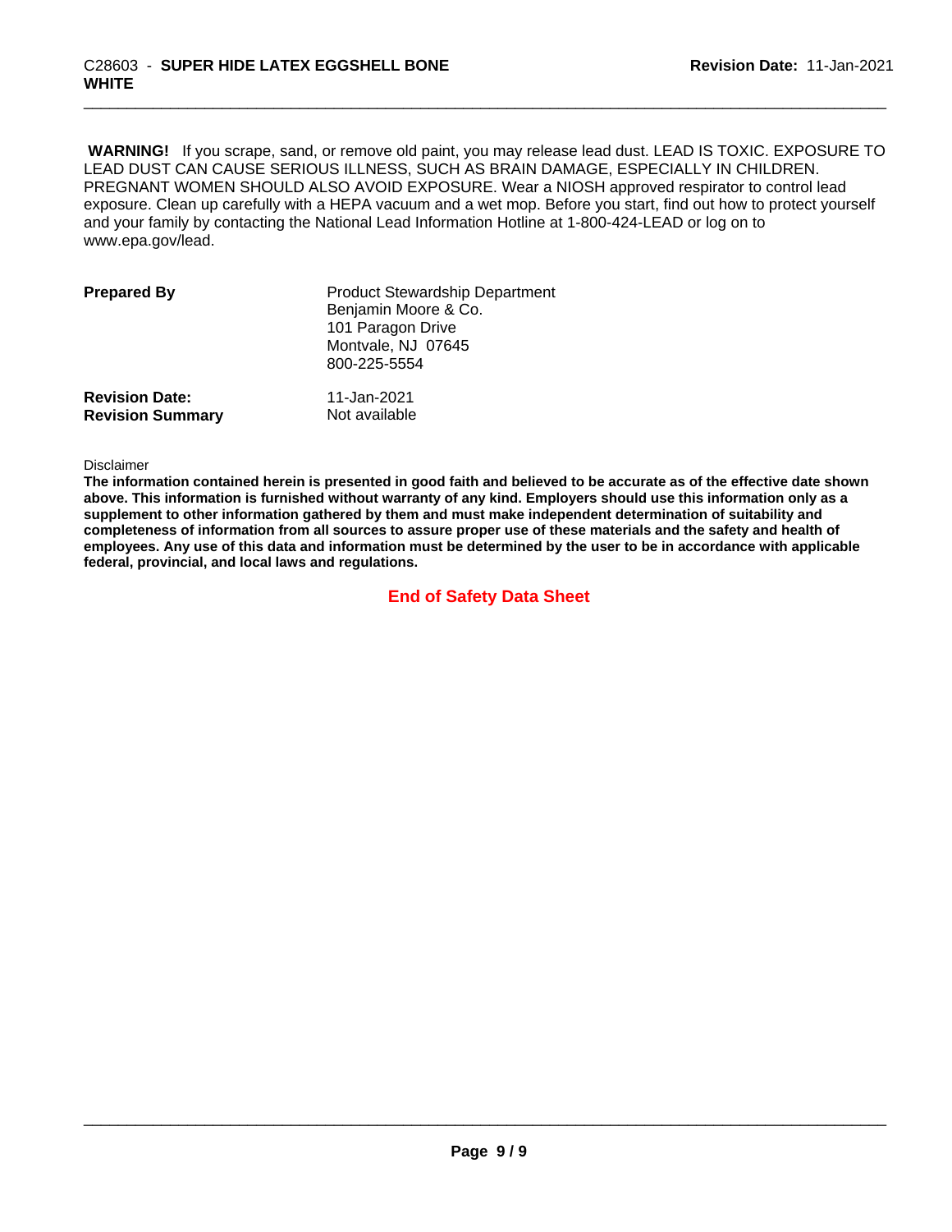**WARNING!** If you scrape, sand, or remove old paint, you may release lead dust. LEAD IS TOXIC. EXPOSURE TO LEAD DUST CAN CAUSE SERIOUS ILLNESS, SUCH AS BRAIN DAMAGE, ESPECIALLY IN CHILDREN. PREGNANT WOMEN SHOULD ALSO AVOID EXPOSURE. Wear a NIOSH approved respirator to control lead exposure. Clean up carefully with a HEPA vacuum and a wet mop. Before you start, find out how to protect yourself and your family by contacting the National Lead Information Hotline at 1-800-424-LEAD or log on to www.epa.gov/lead.

| | |
|---|---|
| **Prepared By** | Product Stewardship Department<br>Benjamin Moore & Co.<br>101 Paragon Drive<br>Montvale, NJ 07645<br>800-225-5554 |
| **Revision Date:** | 11-Jan-2021 |
| **Revision Summary** | Not available |

Disclaimer

**The information contained herein is presented in good faith and believed to be accurate as of the effective date shown above. This information is furnished without warranty of any kind. Employers should use this information only as a supplement to other information gathered by them and must make independent determination of suitability and completeness of information from all sources to assure proper use of these materials and the safety and health of employees. Any use of this data and information must be determined by the user to be in accordance with applicable federal, provincial, and local laws and regulations.**

**End of Safety Data Sheet**